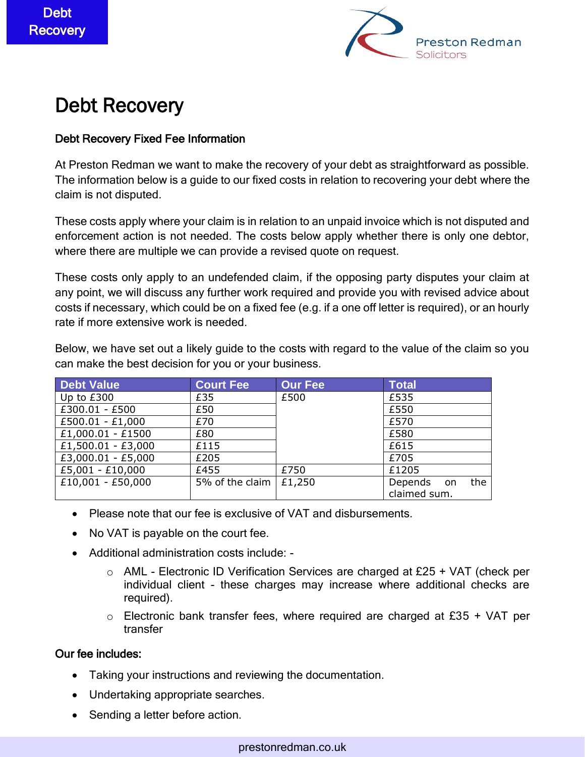# Debt Recovery

**Debt Recovery Fixed Fee Information**

At Preston Redman we want to make the recovery of your debt as straightforward as possible. The information below is a guide to our fixed costs in relation to recovering your debt where the claim is not disputed.

These costs apply where your claim is in relation to an unpaid invoice which is not disputed and enforcement action is not needed. The costs below apply whether there is only one debtor, where there are multiple we can provide a revised quote on request.

These costs only apply to an undefended claim, if the opposing party disputes your claim at any point, we will discuss any further work required and provide you with revised advice about costs if necessary, which could be on a fixed fee (e.g. if a one off letter is required), or an hourly rate if more extensive work is needed.

Below, we have set out a likely guide to the costs with regard to the value of the claim so you can make the best decision for you or your business.

| Debt Value | Court Fee | Our Fee | Total |
|---|---|---|---|
| Up to £300 | £35 | £500 | £535 |
| £300.01 - £500 | £50 | | £550 |
| £500.01 - £1,000 | £70 | | £570 |
| £1,000.01 - £1500 | £80 | | £580 |
| £1,500.01 - £3,000 | £115 | | £615 |
| £3,000.01 - £5,000 | £205 | | £705 |
| £5,001 - £10,000 | £455 | £750 | £1205 |
| £10,001 - £50,000 | 5% of the claim | £1,250 | Depends on the claimed sum. |

- Please note that our fee is exclusive of VAT and disbursements.
- No VAT is payable on the court fee.
- Additional administration costs include: -
  - AML - Electronic ID Verification Services are charged at £25 + VAT (check per individual client - these charges may increase where additional checks are required).
  - Electronic bank transfer fees, where required are charged at £35 + VAT per transfer

**Our fee includes:**

- Taking your instructions and reviewing the documentation.
- Undertaking appropriate searches.
- Sending a letter before action.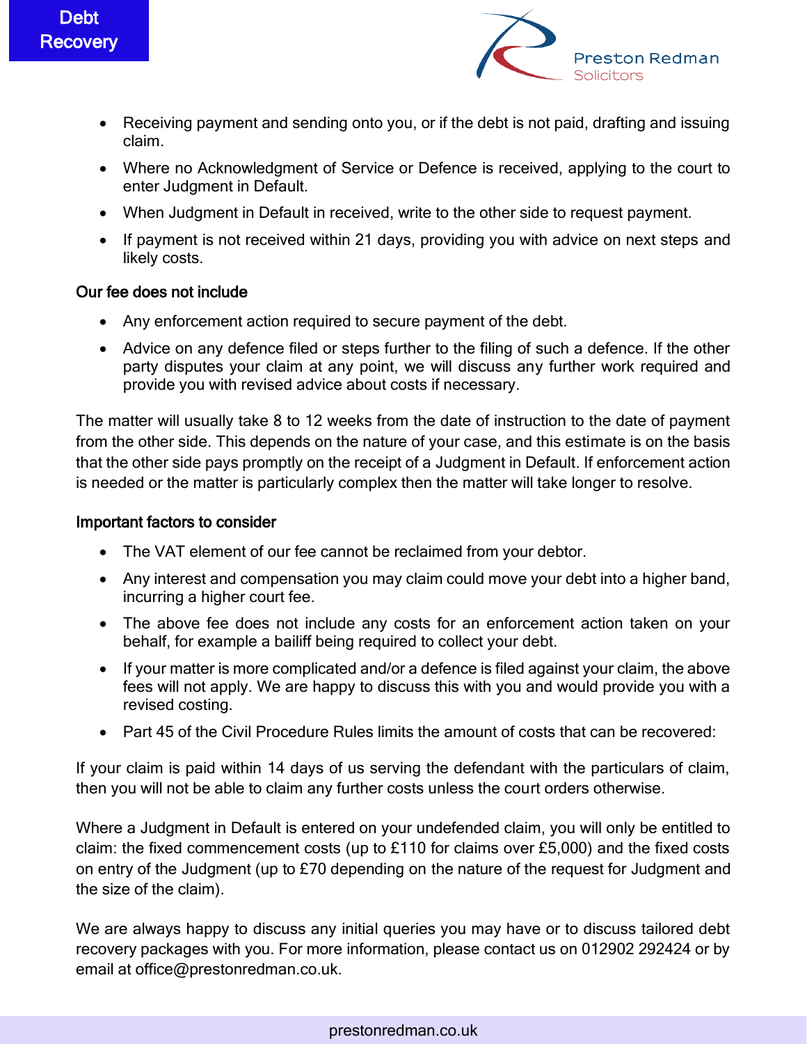- Receiving payment and sending onto you, or if the debt is not paid, drafting and issuing claim.
- Where no Acknowledgment of Service or Defence is received, applying to the court to enter Judgment in Default.
- When Judgment in Default in received, write to the other side to request payment.
- If payment is not received within 21 days, providing you with advice on next steps and likely costs.

**Our fee does not include**

- Any enforcement action required to secure payment of the debt.
- Advice on any defence filed or steps further to the filing of such a defence. If the other party disputes your claim at any point, we will discuss any further work required and provide you with revised advice about costs if necessary.

The matter will usually take 8 to 12 weeks from the date of instruction to the date of payment from the other side. This depends on the nature of your case, and this estimate is on the basis that the other side pays promptly on the receipt of a Judgment in Default. If enforcement action is needed or the matter is particularly complex then the matter will take longer to resolve.

**Important factors to consider**

- The VAT element of our fee cannot be reclaimed from your debtor.
- Any interest and compensation you may claim could move your debt into a higher band, incurring a higher court fee.
- The above fee does not include any costs for an enforcement action taken on your behalf, for example a bailiff being required to collect your debt.
- If your matter is more complicated and/or a defence is filed against your claim, the above fees will not apply. We are happy to discuss this with you and would provide you with a revised costing.
- Part 45 of the Civil Procedure Rules limits the amount of costs that can be recovered:

If your claim is paid within 14 days of us serving the defendant with the particulars of claim, then you will not be able to claim any further costs unless the court orders otherwise.

Where a Judgment in Default is entered on your undefended claim, you will only be entitled to claim: the fixed commencement costs (up to £110 for claims over £5,000) and the fixed costs on entry of the Judgment (up to £70 depending on the nature of the request for Judgment and the size of the claim).

We are always happy to discuss any initial queries you may have or to discuss tailored debt recovery packages with you. For more information, please contact us on 012902 292424 or by email at office@prestonredman.co.uk.